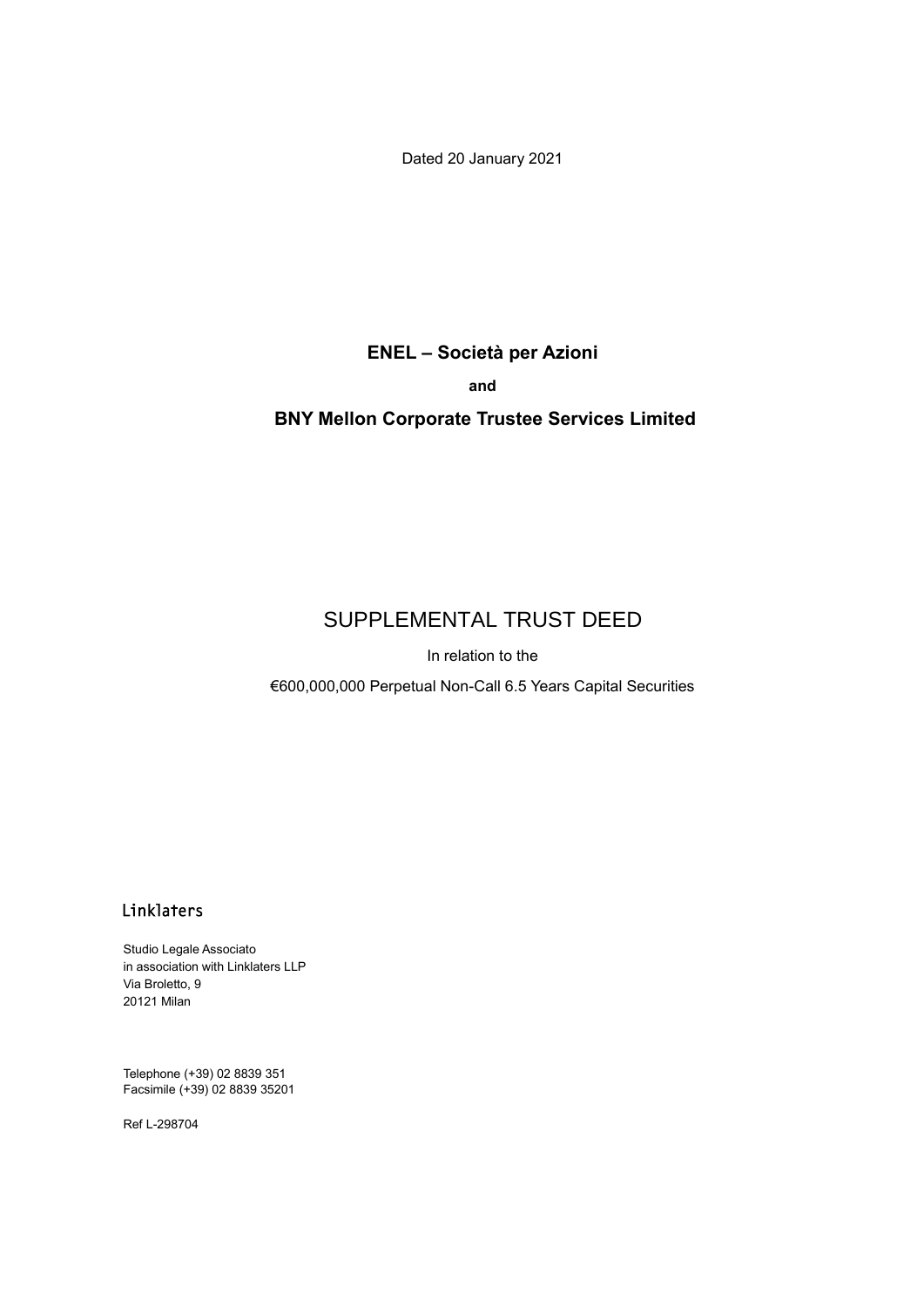Dated 20 January 2021

**ENEL – Società per Azioni**

**and**

**BNY Mellon Corporate Trustee Services Limited**

# SUPPLEMENTAL TRUST DEED

In relation to the

€600,000,000 Perpetual Non-Call 6.5 Years Capital Securities

Linklaters

Studio Legale Associato
in association with Linklaters LLP
Via Broletto, 9
20121 Milan

Telephone (+39) 02 8839 351
Facsimile (+39) 02 8839 35201

Ref L-298704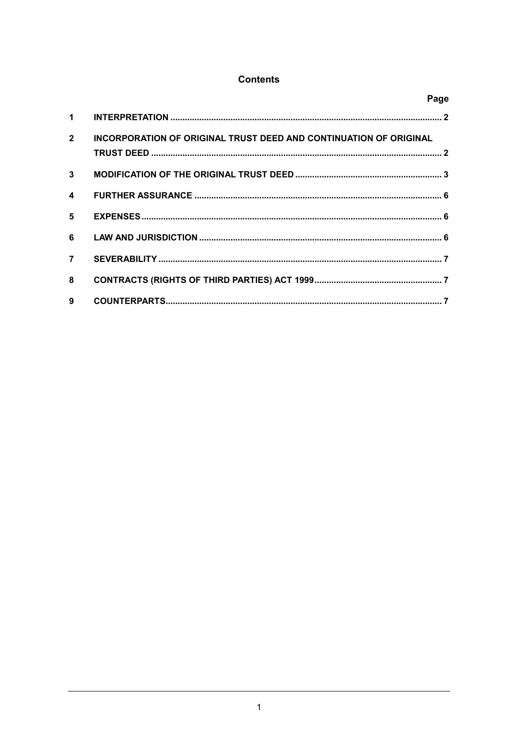# Contents

| | | Page |
|---|---|---|
| 1 | INTERPRETATION | 2 |
| 2 | INCORPORATION OF ORIGINAL TRUST DEED AND CONTINUATION OF ORIGINAL TRUST DEED | 2 |
| 3 | MODIFICATION OF THE ORIGINAL TRUST DEED | 3 |
| 4 | FURTHER ASSURANCE | 6 |
| 5 | EXPENSES | 6 |
| 6 | LAW AND JURISDICTION | 6 |
| 7 | SEVERABILITY | 7 |
| 8 | CONTRACTS (RIGHTS OF THIRD PARTIES) ACT 1999 | 7 |
| 9 | COUNTERPARTS | 7 |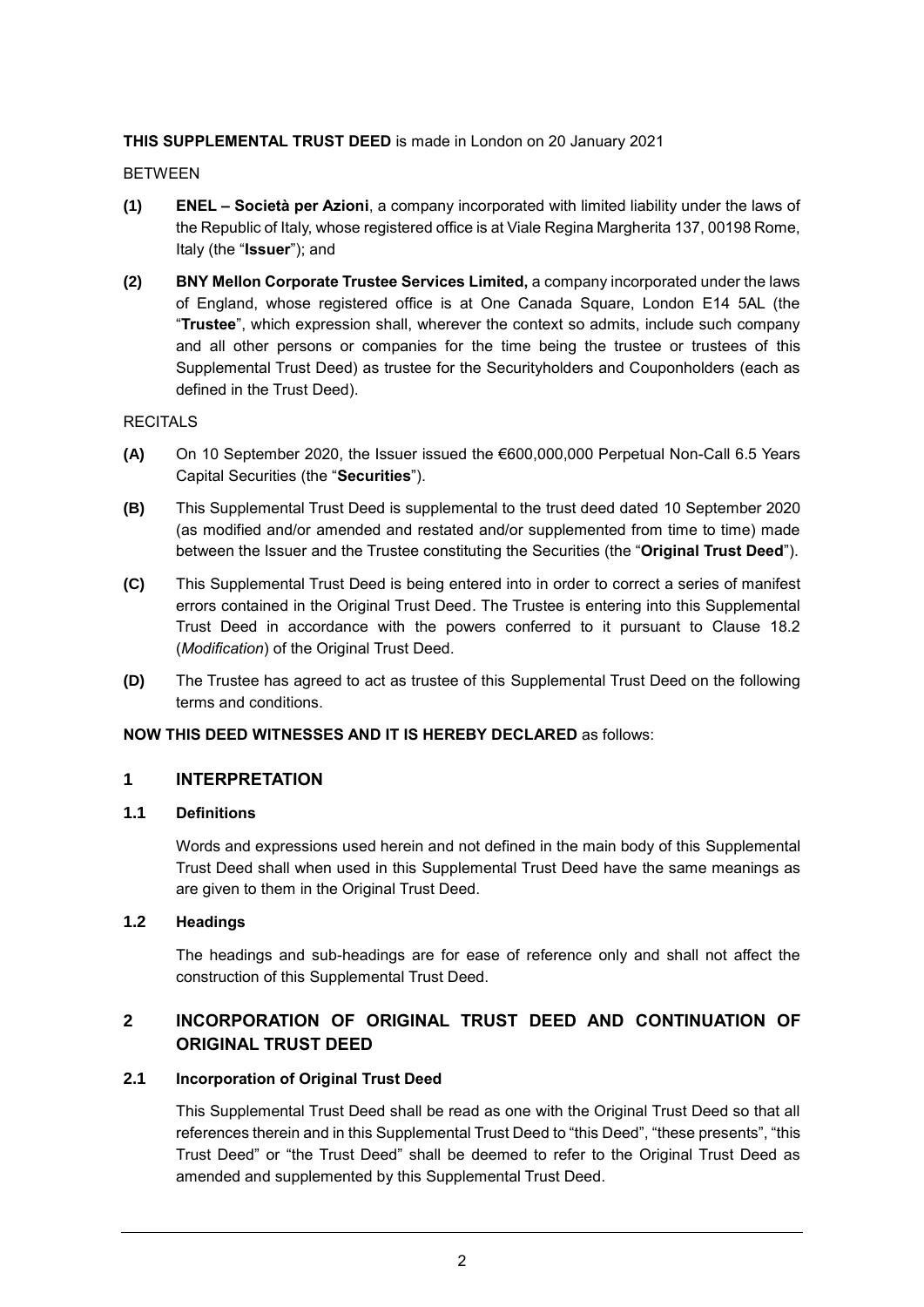**THIS SUPPLEMENTAL TRUST DEED** is made in London on 20 January 2021

BETWEEN

**(1)** **ENEL – Società per Azioni**, a company incorporated with limited liability under the laws of the Republic of Italy, whose registered office is at Viale Regina Margherita 137, 00198 Rome, Italy (the "**Issuer**"); and

**(2)** **BNY Mellon Corporate Trustee Services Limited,** a company incorporated under the laws of England, whose registered office is at One Canada Square, London E14 5AL (the "**Trustee**", which expression shall, wherever the context so admits, include such company and all other persons or companies for the time being the trustee or trustees of this Supplemental Trust Deed) as trustee for the Securityholders and Couponholders (each as defined in the Trust Deed).

RECITALS

**(A)** On 10 September 2020, the Issuer issued the €600,000,000 Perpetual Non-Call 6.5 Years Capital Securities (the "**Securities**").

**(B)** This Supplemental Trust Deed is supplemental to the trust deed dated 10 September 2020 (as modified and/or amended and restated and/or supplemented from time to time) made between the Issuer and the Trustee constituting the Securities (the "**Original Trust Deed**").

**(C)** This Supplemental Trust Deed is being entered into in order to correct a series of manifest errors contained in the Original Trust Deed. The Trustee is entering into this Supplemental Trust Deed in accordance with the powers conferred to it pursuant to Clause 18.2 (*Modification*) of the Original Trust Deed.

**(D)** The Trustee has agreed to act as trustee of this Supplemental Trust Deed on the following terms and conditions.

**NOW THIS DEED WITNESSES AND IT IS HEREBY DECLARED** as follows:

## 1 INTERPRETATION

### 1.1 Definitions

Words and expressions used herein and not defined in the main body of this Supplemental Trust Deed shall when used in this Supplemental Trust Deed have the same meanings as are given to them in the Original Trust Deed.

### 1.2 Headings

The headings and sub-headings are for ease of reference only and shall not affect the construction of this Supplemental Trust Deed.

## 2 INCORPORATION OF ORIGINAL TRUST DEED AND CONTINUATION OF ORIGINAL TRUST DEED

### 2.1 Incorporation of Original Trust Deed

This Supplemental Trust Deed shall be read as one with the Original Trust Deed so that all references therein and in this Supplemental Trust Deed to "this Deed", "these presents", "this Trust Deed" or "the Trust Deed" shall be deemed to refer to the Original Trust Deed as amended and supplemented by this Supplemental Trust Deed.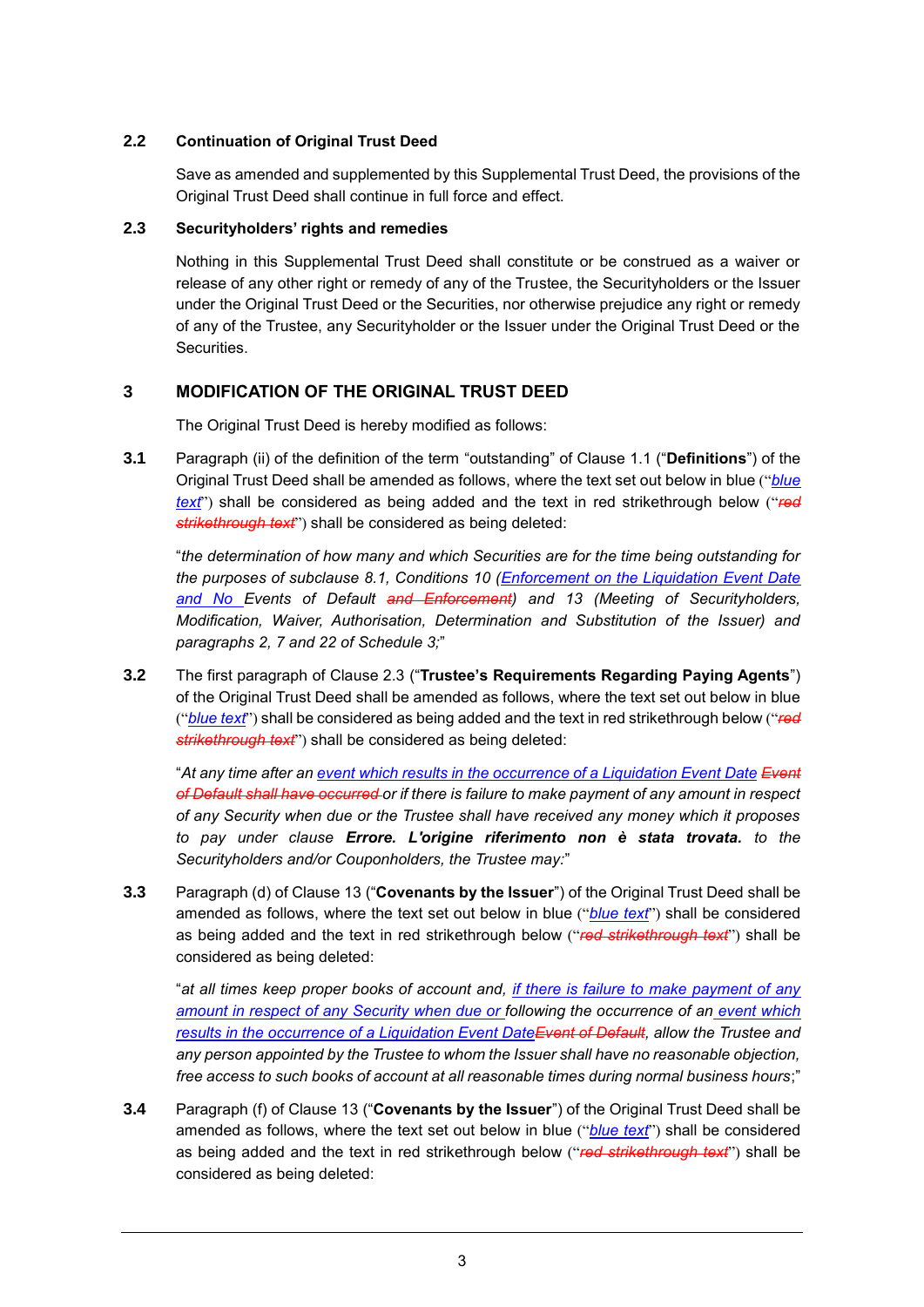### 2.2 Continuation of Original Trust Deed

Save as amended and supplemented by this Supplemental Trust Deed, the provisions of the Original Trust Deed shall continue in full force and effect.

### 2.3 Securityholders' rights and remedies

Nothing in this Supplemental Trust Deed shall constitute or be construed as a waiver or release of any other right or remedy of any of the Trustee, the Securityholders or the Issuer under the Original Trust Deed or the Securities, nor otherwise prejudice any right or remedy of any of the Trustee, any Securityholder or the Issuer under the Original Trust Deed or the Securities.

## 3 MODIFICATION OF THE ORIGINAL TRUST DEED

The Original Trust Deed is hereby modified as follows:

**3.1** Paragraph (ii) of the definition of the term "outstanding" of Clause 1.1 ("**Definitions**") of the Original Trust Deed shall be amended as follows, where the text set out below in blue ("*blue text*") shall be considered as being added and the text in red strikethrough below ("~~*red strikethrough text*~~") shall be considered as being deleted:

"*the determination of how many and which Securities are for the time being outstanding for the purposes of subclause 8.1, Conditions 10 (Enforcement on the Liquidation Event Date and No Events of Default ~~and Enforcement~~) and 13 (Meeting of Securityholders, Modification, Waiver, Authorisation, Determination and Substitution of the Issuer) and paragraphs 2, 7 and 22 of Schedule 3;*"

**3.2** The first paragraph of Clause 2.3 ("**Trustee's Requirements Regarding Paying Agents**") of the Original Trust Deed shall be amended as follows, where the text set out below in blue ("*blue text*") shall be considered as being added and the text in red strikethrough below ("~~*red strikethrough text*~~") shall be considered as being deleted:

"*At any time after an event which results in the occurrence of a Liquidation Event Date ~~Event of Default shall have occurred~~ or if there is failure to make payment of any amount in respect of any Security when due or the Trustee shall have received any money which it proposes to pay under clause* ***Errore. L'origine riferimento non è stata trovata.*** *to the Securityholders and/or Couponholders, the Trustee may:*"

**3.3** Paragraph (d) of Clause 13 ("**Covenants by the Issuer**") of the Original Trust Deed shall be amended as follows, where the text set out below in blue ("*blue text*") shall be considered as being added and the text in red strikethrough below ("~~*red strikethrough text*~~") shall be considered as being deleted:

"*at all times keep proper books of account and, if there is failure to make payment of any amount in respect of any Security when due or following the occurrence of an event which results in the occurrence of a Liquidation Event Date~~Event of Default~~, allow the Trustee and any person appointed by the Trustee to whom the Issuer shall have no reasonable objection, free access to such books of account at all reasonable times during normal business hours*;"

**3.4** Paragraph (f) of Clause 13 ("**Covenants by the Issuer**") of the Original Trust Deed shall be amended as follows, where the text set out below in blue ("*blue text*") shall be considered as being added and the text in red strikethrough below ("~~*red strikethrough text*~~") shall be considered as being deleted: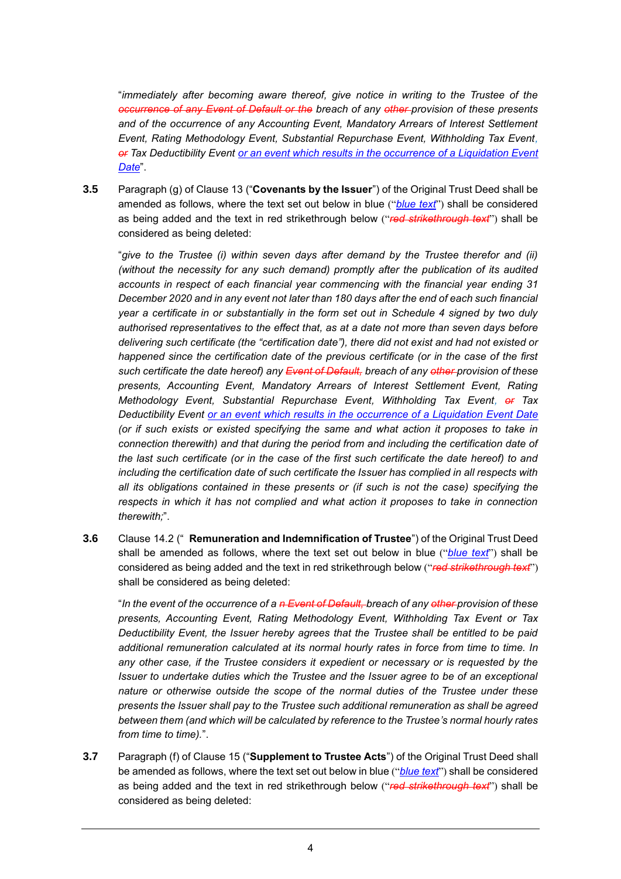"*immediately after becoming aware thereof, give notice in writing to the Trustee of the ~~occurrence of any Event of Default or the~~ breach of any ~~other~~ provision of these presents and of the occurrence of any Accounting Event, Mandatory Arrears of Interest Settlement Event, Rating Methodology Event, Substantial Repurchase Event, Withholding Tax Event, ~~or~~ Tax Deductibility Event <u>or an event which results in the occurrence of a Liquidation Event Date</u>*".

**3.5** Paragraph (g) of Clause 13 ("**Covenants by the Issuer**") of the Original Trust Deed shall be amended as follows, where the text set out below in blue ("<u>*blue text*</u>") shall be considered as being added and the text in red strikethrough below ("~~*red strikethrough text*~~") shall be considered as being deleted:

"*give to the Trustee (i) within seven days after demand by the Trustee therefor and (ii) (without the necessity for any such demand) promptly after the publication of its audited accounts in respect of each financial year commencing with the financial year ending 31 December 2020 and in any event not later than 180 days after the end of each such financial year a certificate in or substantially in the form set out in Schedule 4 signed by two duly authorised representatives to the effect that, as at a date not more than seven days before delivering such certificate (the "certification date"), there did not exist and had not existed or happened since the certification date of the previous certificate (or in the case of the first such certificate the date hereof) any ~~Event of Default,~~ breach of any ~~other~~ provision of these presents, Accounting Event, Mandatory Arrears of Interest Settlement Event, Rating Methodology Event, Substantial Repurchase Event, Withholding Tax Event, ~~or~~ Tax Deductibility Event <u>or an event which results in the occurrence of a Liquidation Event Date</u> (or if such exists or existed specifying the same and what action it proposes to take in connection therewith) and that during the period from and including the certification date of the last such certificate (or in the case of the first such certificate the date hereof) to and including the certification date of such certificate the Issuer has complied in all respects with all its obligations contained in these presents or (if such is not the case) specifying the respects in which it has not complied and what action it proposes to take in connection therewith;*".

**3.6** Clause 14.2 ("**Remuneration and Indemnification of Trustee**") of the Original Trust Deed shall be amended as follows, where the text set out below in blue ("<u>*blue text*</u>") shall be considered as being added and the text in red strikethrough below ("~~*red strikethrough text*~~") shall be considered as being deleted:

"*In the event of the occurrence of a ~~n Event of Default,~~ breach of any ~~other~~ provision of these presents, Accounting Event, Rating Methodology Event, Withholding Tax Event or Tax Deductibility Event, the Issuer hereby agrees that the Trustee shall be entitled to be paid additional remuneration calculated at its normal hourly rates in force from time to time. In any other case, if the Trustee considers it expedient or necessary or is requested by the Issuer to undertake duties which the Trustee and the Issuer agree to be of an exceptional nature or otherwise outside the scope of the normal duties of the Trustee under these presents the Issuer shall pay to the Trustee such additional remuneration as shall be agreed between them (and which will be calculated by reference to the Trustee's normal hourly rates from time to time).*".

**3.7** Paragraph (f) of Clause 15 ("**Supplement to Trustee Acts**") of the Original Trust Deed shall be amended as follows, where the text set out below in blue ("<u>*blue text*</u>") shall be considered as being added and the text in red strikethrough below ("~~*red strikethrough text*~~") shall be considered as being deleted: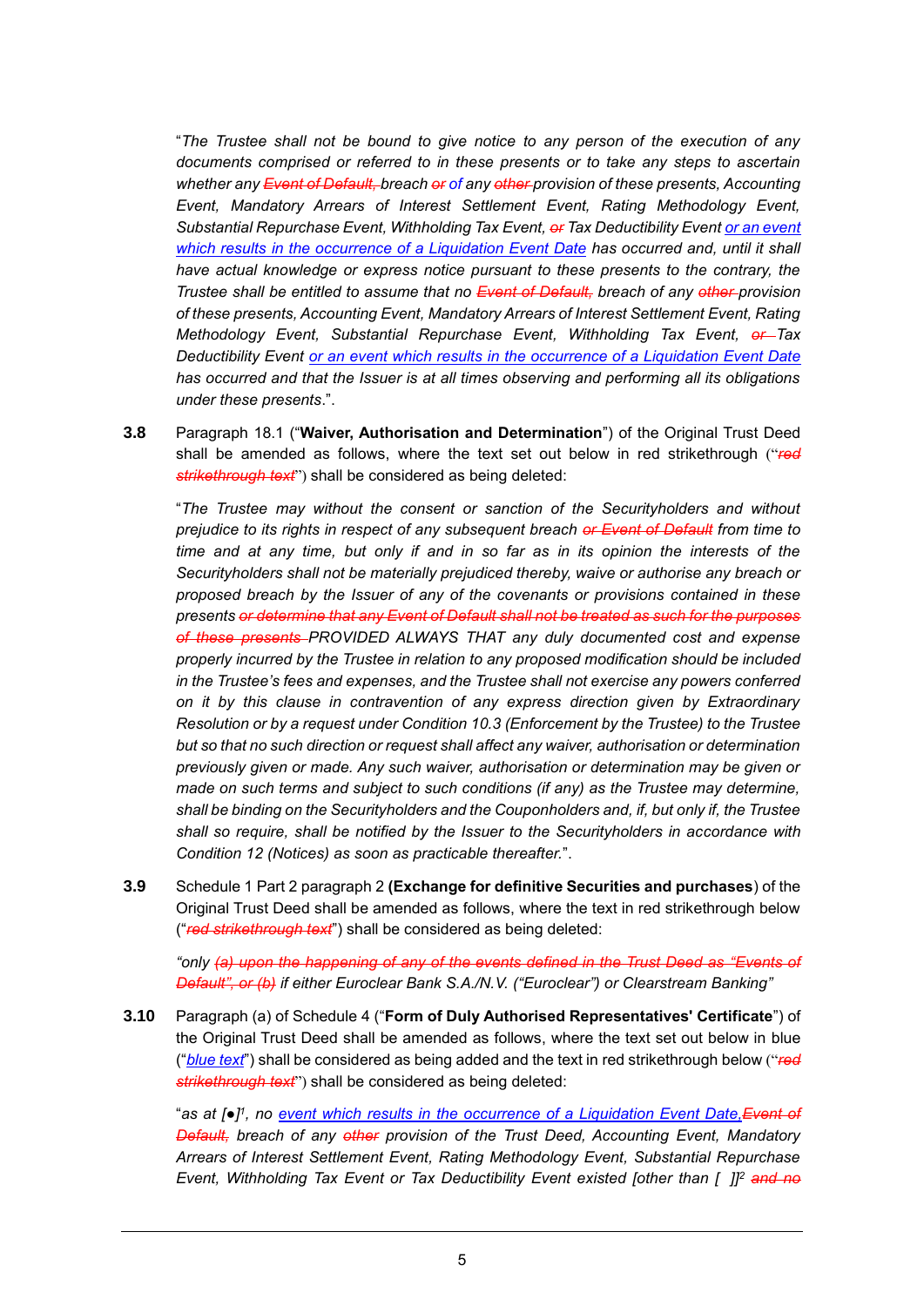"*The Trustee shall not be bound to give notice to any person of the execution of any documents comprised or referred to in these presents or to take any steps to ascertain whether any ~~Event of Default,~~ breach ~~or~~ <u>of</u> any ~~other~~ provision of these presents, Accounting Event, Mandatory Arrears of Interest Settlement Event, Rating Methodology Event, Substantial Repurchase Event, Withholding Tax Event, ~~or~~ Tax Deductibility Event <u>or an event which results in the occurrence of a Liquidation Event Date</u> has occurred and, until it shall have actual knowledge or express notice pursuant to these presents to the contrary, the Trustee shall be entitled to assume that no ~~Event of Default,~~ breach of any ~~other~~ provision of these presents, Accounting Event, Mandatory Arrears of Interest Settlement Event, Rating Methodology Event, Substantial Repurchase Event, Withholding Tax Event, ~~or~~ Tax Deductibility Event <u>or an event which results in the occurrence of a Liquidation Event Date</u> has occurred and that the Issuer is at all times observing and performing all its obligations under these presents*.".

**3.8** Paragraph 18.1 ("**Waiver, Authorisation and Determination**") of the Original Trust Deed shall be amended as follows, where the text set out below in red strikethrough ("~~*red strikethrough text*~~") shall be considered as being deleted:

"*The Trustee may without the consent or sanction of the Securityholders and without prejudice to its rights in respect of any subsequent breach ~~or Event of Default~~ from time to time and at any time, but only if and in so far as in its opinion the interests of the Securityholders shall not be materially prejudiced thereby, waive or authorise any breach or proposed breach by the Issuer of any of the covenants or provisions contained in these presents ~~or determine that any Event of Default shall not be treated as such for the purposes of these presents~~ PROVIDED ALWAYS THAT any duly documented cost and expense properly incurred by the Trustee in relation to any proposed modification should be included in the Trustee's fees and expenses, and the Trustee shall not exercise any powers conferred on it by this clause in contravention of any express direction given by Extraordinary Resolution or by a request under Condition 10.3 (Enforcement by the Trustee) to the Trustee but so that no such direction or request shall affect any waiver, authorisation or determination previously given or made. Any such waiver, authorisation or determination may be given or made on such terms and subject to such conditions (if any) as the Trustee may determine, shall be binding on the Securityholders and the Couponholders and, if, but only if, the Trustee shall so require, shall be notified by the Issuer to the Securityholders in accordance with Condition 12 (Notices) as soon as practicable thereafter.*".

**3.9** Schedule 1 Part 2 paragraph 2 **(Exchange for definitive Securities and purchases**) of the Original Trust Deed shall be amended as follows, where the text in red strikethrough below ("~~*red strikethrough text*~~") shall be considered as being deleted:

*"only ~~(a) upon the happening of any of the events defined in the Trust Deed as "Events of Default", or (b)~~ if either Euroclear Bank S.A./N.V. ("Euroclear") or Clearstream Banking"*

**3.10** Paragraph (a) of Schedule 4 ("**Form of Duly Authorised Representatives' Certificate**") of the Original Trust Deed shall be amended as follows, where the text set out below in blue ("<u>*blue text*</u>") shall be considered as being added and the text in red strikethrough below ("~~*red strikethrough text*~~") shall be considered as being deleted:

"*as at [●][1], no <u>event which results in the occurrence of a Liquidation Event Date,</u>~~Event of Default,~~ breach of any ~~other~~ provision of the Trust Deed, Accounting Event, Mandatory Arrears of Interest Settlement Event, Rating Methodology Event, Substantial Repurchase Event, Withholding Tax Event or Tax Deductibility Event existed [other than [ ]][2] ~~and no~~*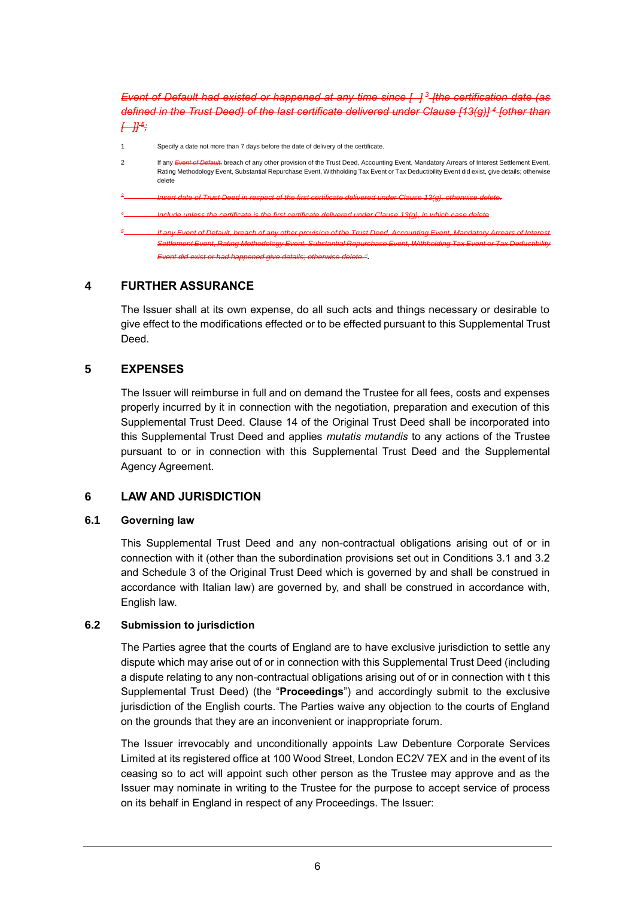*Event of Default had existed or happened at any time since [ ] [3] [the certification date (as defined in the Trust Deed) of the last certificate delivered under Clause [13(g)] [4] [other than [ ]] [5];*

1 Specify a date not more than 7 days before the date of delivery of the certificate.

2 If any *Event of Default,* breach of any other provision of the Trust Deed, Accounting Event, Mandatory Arrears of Interest Settlement Event, Rating Methodology Event, Substantial Repurchase Event, Withholding Tax Event or Tax Deductibility Event did exist, give details; otherwise delete

3 *Insert date of Trust Deed in respect of the first certificate delivered under Clause 13(g), otherwise delete.*

4 *Include unless the certificate is the first certificate delivered under Clause 13(g), in which case delete*

5 *If any Event of Default, breach of any other provision of the Trust Deed, Accounting Event, Mandatory Arrears of Interest Settlement Event, Rating Methodology Event, Substantial Repurchase Event, Withholding Tax Event or Tax Deductibility Event did exist or had happened give details; otherwise delete."*.

## 4 FURTHER ASSURANCE

The Issuer shall at its own expense, do all such acts and things necessary or desirable to give effect to the modifications effected or to be effected pursuant to this Supplemental Trust Deed.

## 5 EXPENSES

The Issuer will reimburse in full and on demand the Trustee for all fees, costs and expenses properly incurred by it in connection with the negotiation, preparation and execution of this Supplemental Trust Deed. Clause 14 of the Original Trust Deed shall be incorporated into this Supplemental Trust Deed and applies *mutatis mutandis* to any actions of the Trustee pursuant to or in connection with this Supplemental Trust Deed and the Supplemental Agency Agreement.

## 6 LAW AND JURISDICTION

### 6.1 Governing law

This Supplemental Trust Deed and any non-contractual obligations arising out of or in connection with it (other than the subordination provisions set out in Conditions 3.1 and 3.2 and Schedule 3 of the Original Trust Deed which is governed by and shall be construed in accordance with Italian law) are governed by, and shall be construed in accordance with, English law.

### 6.2 Submission to jurisdiction

The Parties agree that the courts of England are to have exclusive jurisdiction to settle any dispute which may arise out of or in connection with this Supplemental Trust Deed (including a dispute relating to any non-contractual obligations arising out of or in connection with t this Supplemental Trust Deed) (the "**Proceedings**") and accordingly submit to the exclusive jurisdiction of the English courts. The Parties waive any objection to the courts of England on the grounds that they are an inconvenient or inappropriate forum.

The Issuer irrevocably and unconditionally appoints Law Debenture Corporate Services Limited at its registered office at 100 Wood Street, London EC2V 7EX and in the event of its ceasing so to act will appoint such other person as the Trustee may approve and as the Issuer may nominate in writing to the Trustee for the purpose to accept service of process on its behalf in England in respect of any Proceedings. The Issuer: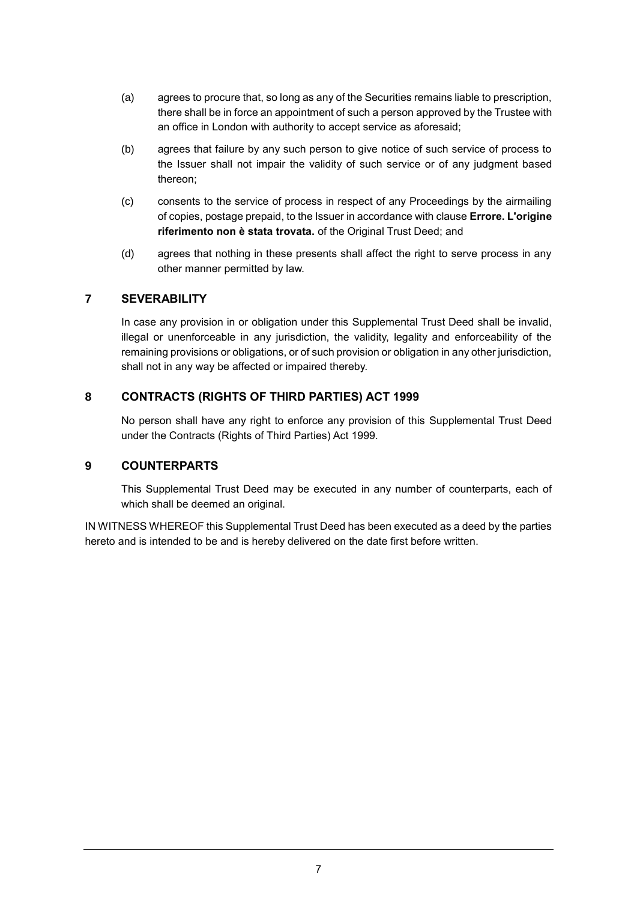(a) agrees to procure that, so long as any of the Securities remains liable to prescription, there shall be in force an appointment of such a person approved by the Trustee with an office in London with authority to accept service as aforesaid;

(b) agrees that failure by any such person to give notice of such service of process to the Issuer shall not impair the validity of such service or of any judgment based thereon;

(c) consents to the service of process in respect of any Proceedings by the airmailing of copies, postage prepaid, to the Issuer in accordance with clause **Errore. L'origine riferimento non è stata trovata.** of the Original Trust Deed; and

(d) agrees that nothing in these presents shall affect the right to serve process in any other manner permitted by law.

## 7 SEVERABILITY

In case any provision in or obligation under this Supplemental Trust Deed shall be invalid, illegal or unenforceable in any jurisdiction, the validity, legality and enforceability of the remaining provisions or obligations, or of such provision or obligation in any other jurisdiction, shall not in any way be affected or impaired thereby.

## 8 CONTRACTS (RIGHTS OF THIRD PARTIES) ACT 1999

No person shall have any right to enforce any provision of this Supplemental Trust Deed under the Contracts (Rights of Third Parties) Act 1999.

## 9 COUNTERPARTS

This Supplemental Trust Deed may be executed in any number of counterparts, each of which shall be deemed an original.

IN WITNESS WHEREOF this Supplemental Trust Deed has been executed as a deed by the parties hereto and is intended to be and is hereby delivered on the date first before written.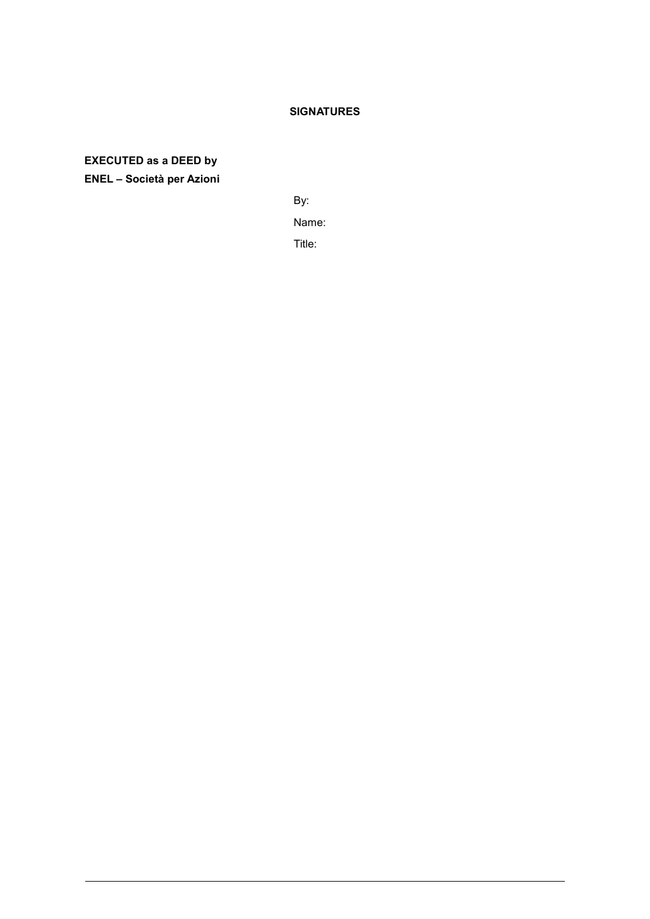**SIGNATURES**

**EXECUTED as a DEED by**
**ENEL – Società per Azioni**

By:

Name:

Title: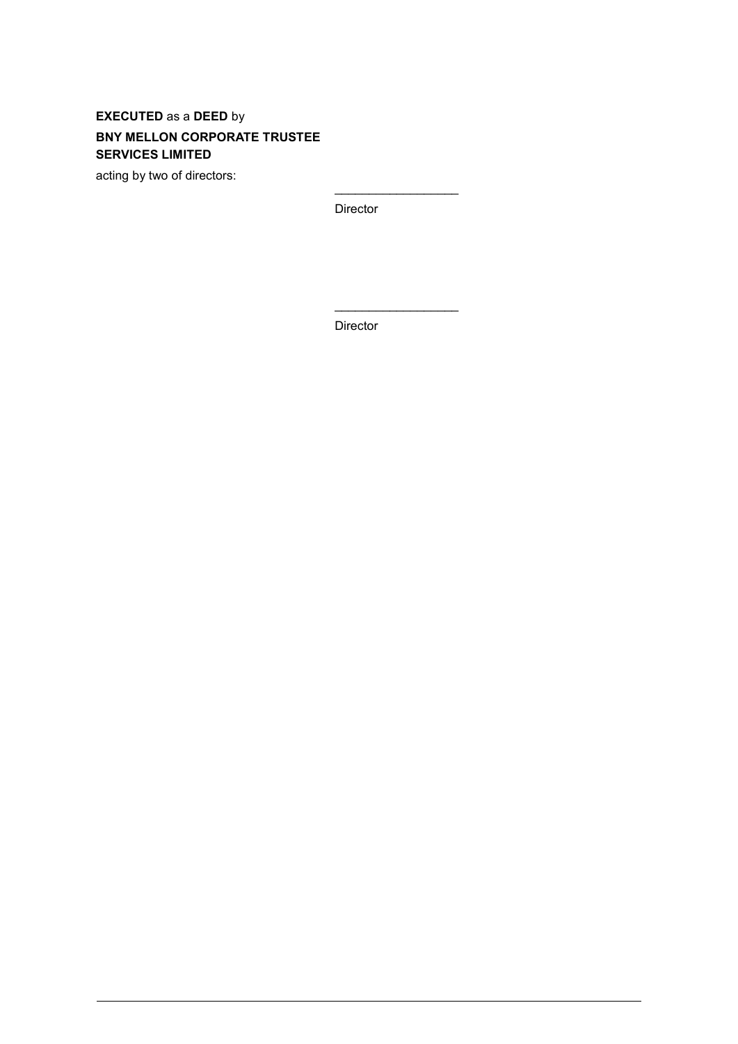**EXECUTED** as a **DEED** by
**BNY MELLON CORPORATE TRUSTEE SERVICES LIMITED**
acting by two of directors:

__________________
Director

__________________
Director